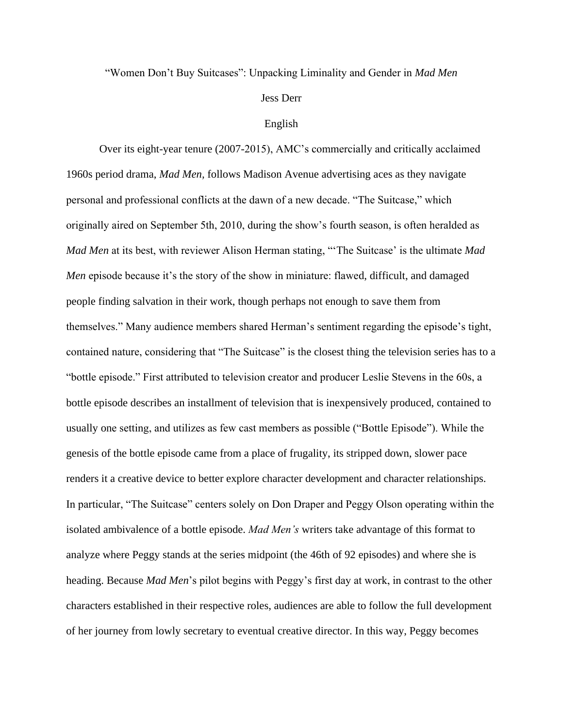# "Women Don't Buy Suitcases": Unpacking Liminality and Gender in *Mad Men*

Jess Derr

English

Over its eight-year tenure (2007-2015), AMC's commercially and critically acclaimed 1960s period drama, *Mad Men,* follows Madison Avenue advertising aces as they navigate personal and professional conflicts at the dawn of a new decade. "The Suitcase," which originally aired on September 5th, 2010, during the show's fourth season, is often heralded as *Mad Men* at its best, with reviewer Alison Herman stating, "'The Suitcase' is the ultimate *Mad Men* episode because it's the story of the show in miniature: flawed, difficult, and damaged people finding salvation in their work, though perhaps not enough to save them from themselves." Many audience members shared Herman's sentiment regarding the episode's tight, contained nature, considering that "The Suitcase" is the closest thing the television series has to a "bottle episode." First attributed to television creator and producer Leslie Stevens in the 60s, a bottle episode describes an installment of television that is inexpensively produced, contained to usually one setting, and utilizes as few cast members as possible ("Bottle Episode"). While the genesis of the bottle episode came from a place of frugality, its stripped down, slower pace renders it a creative device to better explore character development and character relationships. In particular, "The Suitcase" centers solely on Don Draper and Peggy Olson operating within the isolated ambivalence of a bottle episode. *Mad Men's* writers take advantage of this format to analyze where Peggy stands at the series midpoint (the 46th of 92 episodes) and where she is heading. Because *Mad Men*'s pilot begins with Peggy's first day at work, in contrast to the other characters established in their respective roles, audiences are able to follow the full development of her journey from lowly secretary to eventual creative director. In this way, Peggy becomes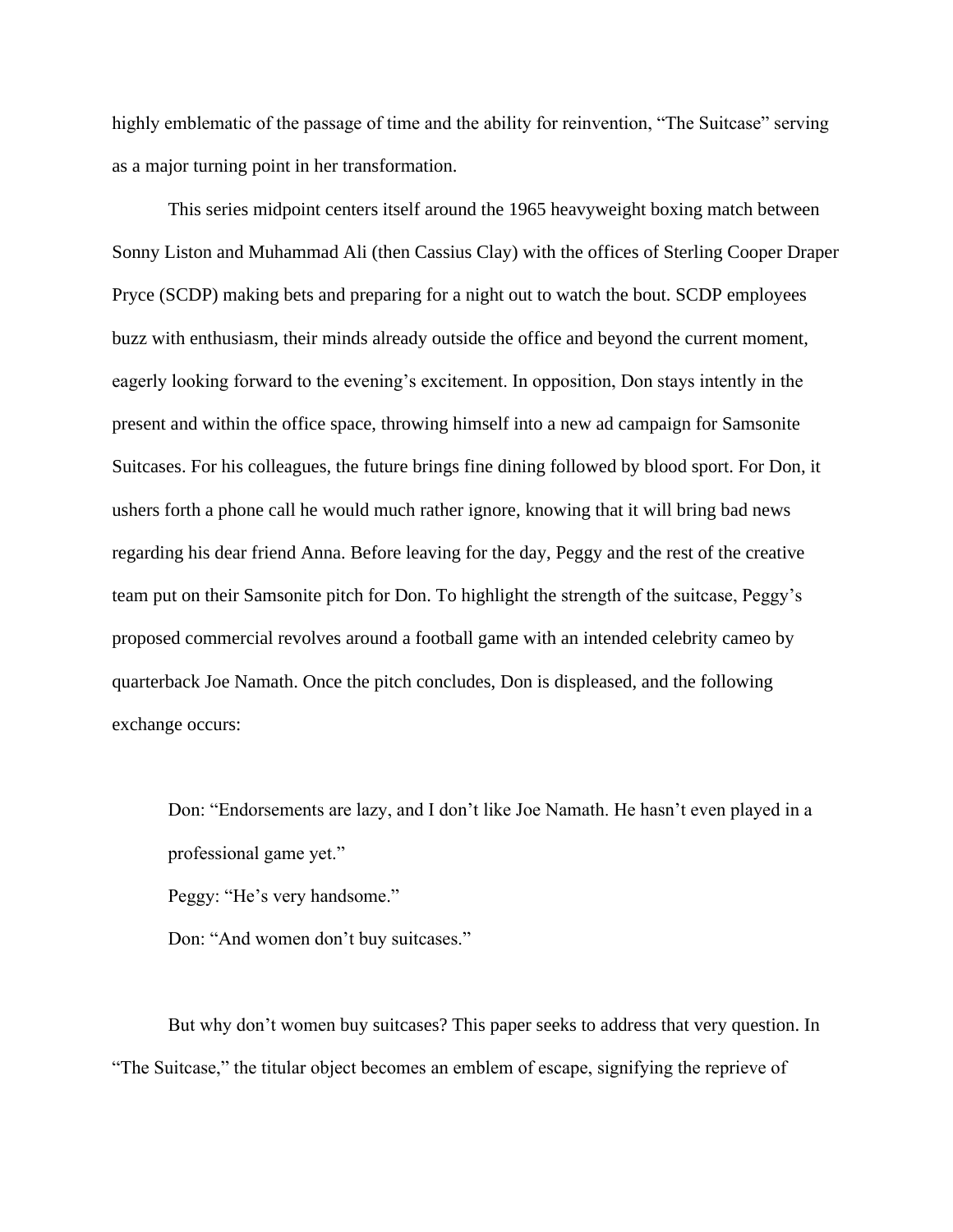highly emblematic of the passage of time and the ability for reinvention, "The Suitcase" serving as a major turning point in her transformation.

This series midpoint centers itself around the 1965 heavyweight boxing match between Sonny Liston and Muhammad Ali (then Cassius Clay) with the offices of Sterling Cooper Draper Pryce (SCDP) making bets and preparing for a night out to watch the bout. SCDP employees buzz with enthusiasm, their minds already outside the office and beyond the current moment, eagerly looking forward to the evening's excitement. In opposition, Don stays intently in the present and within the office space, throwing himself into a new ad campaign for Samsonite Suitcases. For his colleagues, the future brings fine dining followed by blood sport. For Don, it ushers forth a phone call he would much rather ignore, knowing that it will bring bad news regarding his dear friend Anna. Before leaving for the day, Peggy and the rest of the creative team put on their Samsonite pitch for Don. To highlight the strength of the suitcase, Peggy's proposed commercial revolves around a football game with an intended celebrity cameo by quarterback Joe Namath. Once the pitch concludes, Don is displeased, and the following exchange occurs:

> Don: "Endorsements are lazy, and I don't like Joe Namath. He hasn't even played in a professional game yet."
>
> Peggy: "He's very handsome."
>
> Don: "And women don't buy suitcases."

But why don't women buy suitcases? This paper seeks to address that very question. In "The Suitcase," the titular object becomes an emblem of escape, signifying the reprieve of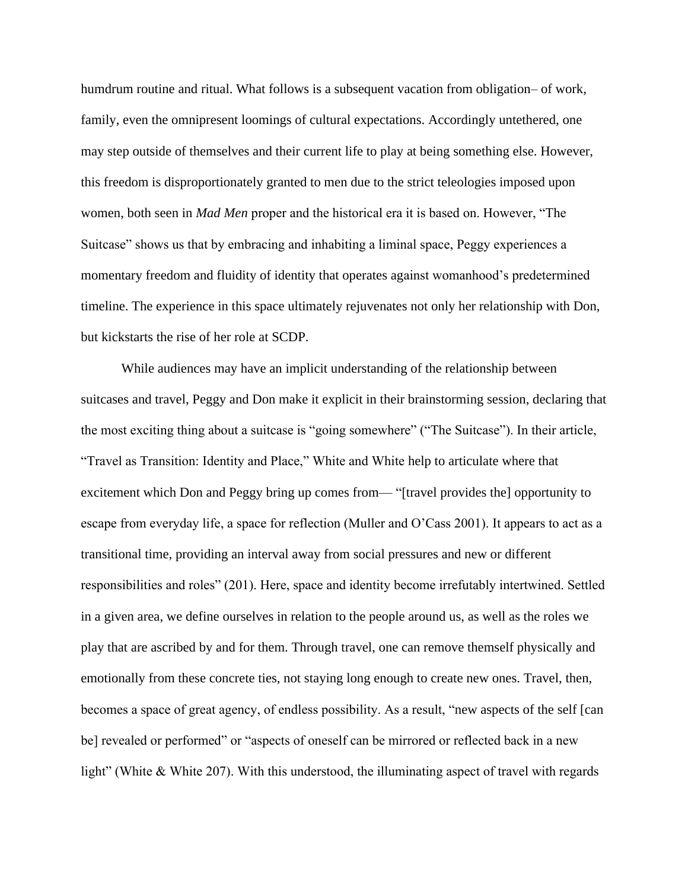humdrum routine and ritual. What follows is a subsequent vacation from obligation– of work, family, even the omnipresent loomings of cultural expectations. Accordingly untethered, one may step outside of themselves and their current life to play at being something else. However, this freedom is disproportionately granted to men due to the strict teleologies imposed upon women, both seen in *Mad Men* proper and the historical era it is based on. However, "The Suitcase" shows us that by embracing and inhabiting a liminal space, Peggy experiences a momentary freedom and fluidity of identity that operates against womanhood's predetermined timeline. The experience in this space ultimately rejuvenates not only her relationship with Don, but kickstarts the rise of her role at SCDP.

While audiences may have an implicit understanding of the relationship between suitcases and travel, Peggy and Don make it explicit in their brainstorming session, declaring that the most exciting thing about a suitcase is "going somewhere" ("The Suitcase"). In their article, "Travel as Transition: Identity and Place," White and White help to articulate where that excitement which Don and Peggy bring up comes from— "[travel provides the] opportunity to escape from everyday life, a space for reflection (Muller and O'Cass 2001). It appears to act as a transitional time, providing an interval away from social pressures and new or different responsibilities and roles" (201). Here, space and identity become irrefutably intertwined. Settled in a given area, we define ourselves in relation to the people around us, as well as the roles we play that are ascribed by and for them. Through travel, one can remove themself physically and emotionally from these concrete ties, not staying long enough to create new ones. Travel, then, becomes a space of great agency, of endless possibility. As a result, "new aspects of the self [can be] revealed or performed" or "aspects of oneself can be mirrored or reflected back in a new light" (White & White 207). With this understood, the illuminating aspect of travel with regards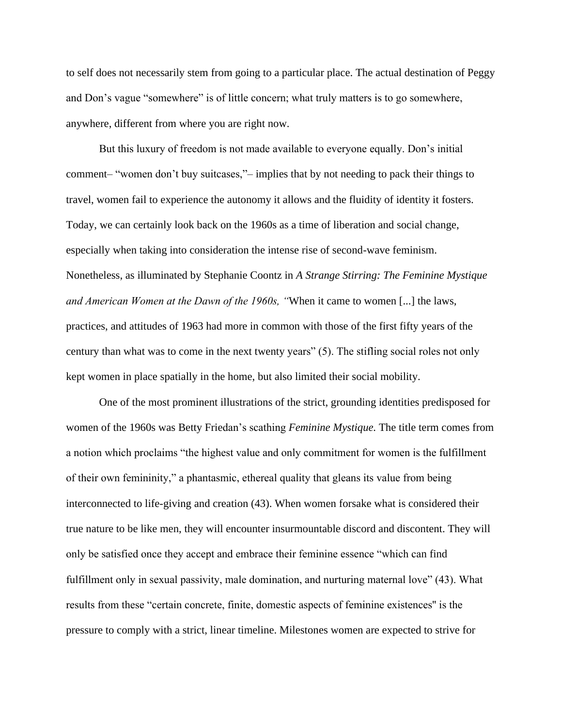to self does not necessarily stem from going to a particular place. The actual destination of Peggy and Don's vague "somewhere" is of little concern; what truly matters is to go somewhere, anywhere, different from where you are right now.

But this luxury of freedom is not made available to everyone equally. Don's initial comment– "women don't buy suitcases,"– implies that by not needing to pack their things to travel, women fail to experience the autonomy it allows and the fluidity of identity it fosters. Today, we can certainly look back on the 1960s as a time of liberation and social change, especially when taking into consideration the intense rise of second-wave feminism. Nonetheless, as illuminated by Stephanie Coontz in *A Strange Stirring: The Feminine Mystique and American Women at the Dawn of the 1960s, "*When it came to women [...] the laws, practices, and attitudes of 1963 had more in common with those of the first fifty years of the century than what was to come in the next twenty years" (5). The stifling social roles not only kept women in place spatially in the home, but also limited their social mobility.

One of the most prominent illustrations of the strict, grounding identities predisposed for women of the 1960s was Betty Friedan's scathing *Feminine Mystique*. The title term comes from a notion which proclaims "the highest value and only commitment for women is the fulfillment of their own femininity," a phantasmic, ethereal quality that gleans its value from being interconnected to life-giving and creation (43). When women forsake what is considered their true nature to be like men, they will encounter insurmountable discord and discontent. They will only be satisfied once they accept and embrace their feminine essence "which can find fulfillment only in sexual passivity, male domination, and nurturing maternal love" (43). What results from these "certain concrete, finite, domestic aspects of feminine existences" is the pressure to comply with a strict, linear timeline. Milestones women are expected to strive for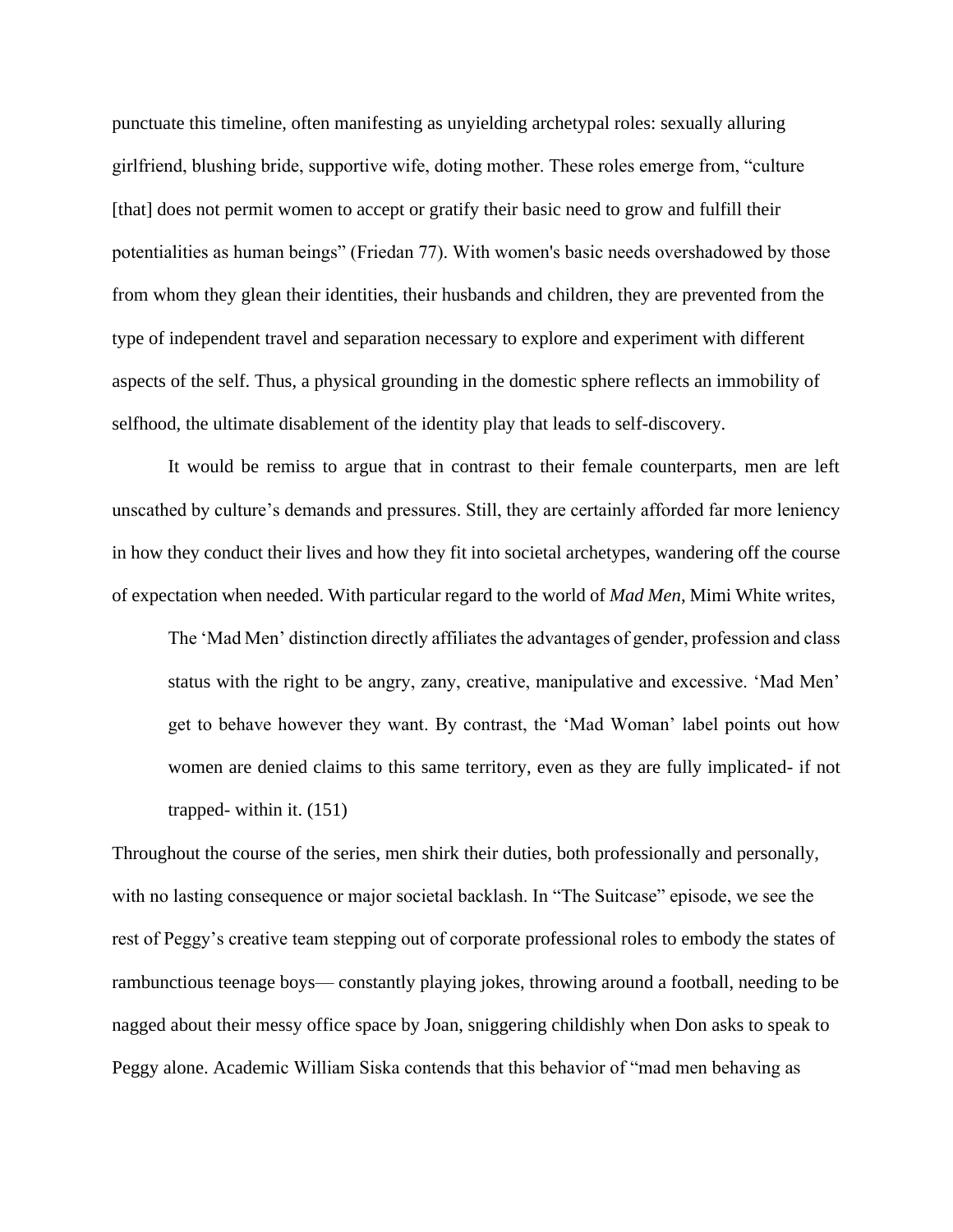punctuate this timeline, often manifesting as unyielding archetypal roles: sexually alluring girlfriend, blushing bride, supportive wife, doting mother. These roles emerge from, "culture [that] does not permit women to accept or gratify their basic need to grow and fulfill their potentialities as human beings" (Friedan 77). With women's basic needs overshadowed by those from whom they glean their identities, their husbands and children, they are prevented from the type of independent travel and separation necessary to explore and experiment with different aspects of the self. Thus, a physical grounding in the domestic sphere reflects an immobility of selfhood, the ultimate disablement of the identity play that leads to self-discovery.

It would be remiss to argue that in contrast to their female counterparts, men are left unscathed by culture's demands and pressures. Still, they are certainly afforded far more leniency in how they conduct their lives and how they fit into societal archetypes, wandering off the course of expectation when needed. With particular regard to the world of *Mad Men*, Mimi White writes,

> The 'Mad Men' distinction directly affiliates the advantages of gender, profession and class status with the right to be angry, zany, creative, manipulative and excessive. 'Mad Men' get to behave however they want. By contrast, the 'Mad Woman' label points out how women are denied claims to this same territory, even as they are fully implicated- if not trapped- within it. (151)

Throughout the course of the series, men shirk their duties, both professionally and personally, with no lasting consequence or major societal backlash. In "The Suitcase" episode, we see the rest of Peggy's creative team stepping out of corporate professional roles to embody the states of rambunctious teenage boys— constantly playing jokes, throwing around a football, needing to be nagged about their messy office space by Joan, sniggering childishly when Don asks to speak to Peggy alone. Academic William Siska contends that this behavior of "mad men behaving as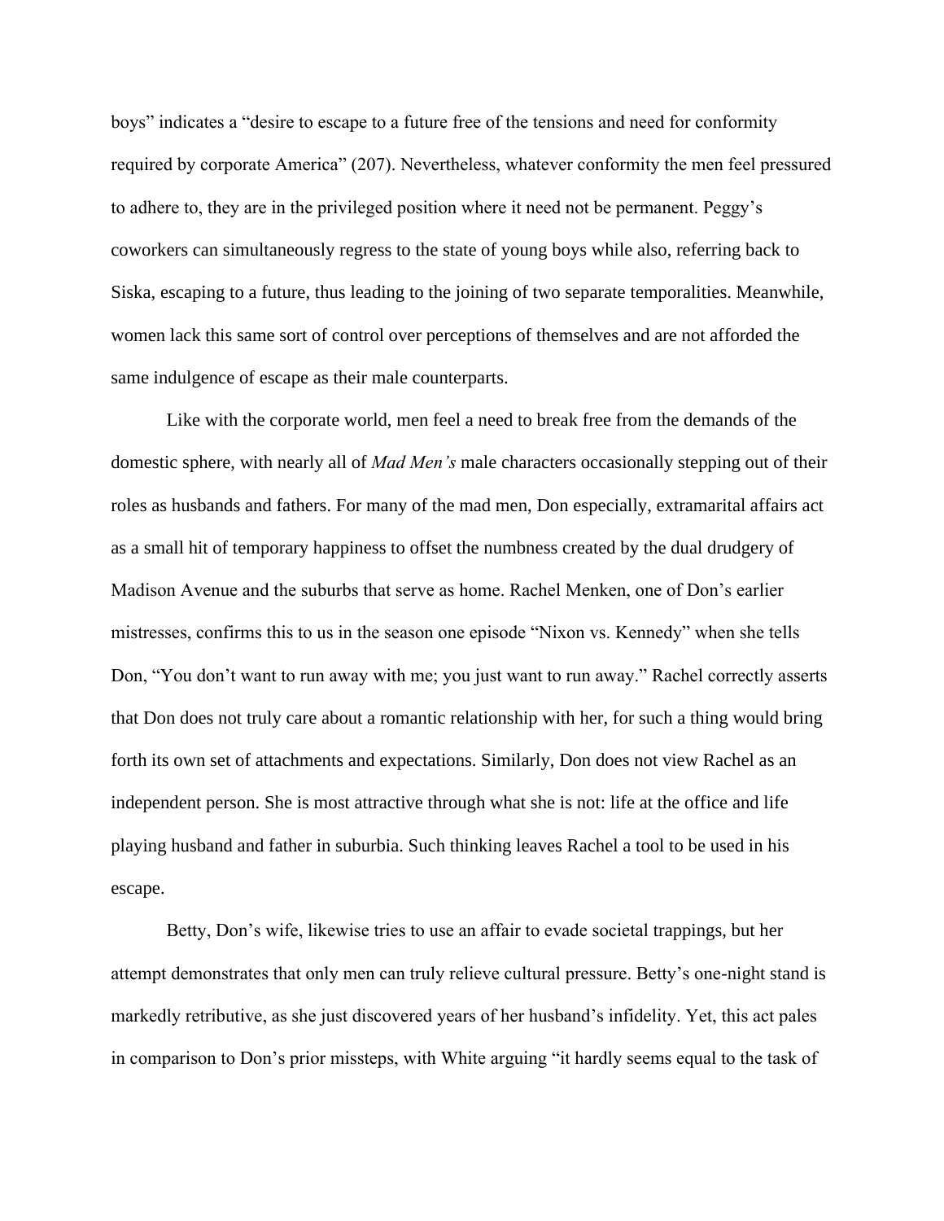boys" indicates a "desire to escape to a future free of the tensions and need for conformity required by corporate America" (207). Nevertheless, whatever conformity the men feel pressured to adhere to, they are in the privileged position where it need not be permanent. Peggy's coworkers can simultaneously regress to the state of young boys while also, referring back to Siska, escaping to a future, thus leading to the joining of two separate temporalities. Meanwhile, women lack this same sort of control over perceptions of themselves and are not afforded the same indulgence of escape as their male counterparts.

Like with the corporate world, men feel a need to break free from the demands of the domestic sphere, with nearly all of *Mad Men's* male characters occasionally stepping out of their roles as husbands and fathers. For many of the mad men, Don especially, extramarital affairs act as a small hit of temporary happiness to offset the numbness created by the dual drudgery of Madison Avenue and the suburbs that serve as home. Rachel Menken, one of Don's earlier mistresses, confirms this to us in the season one episode "Nixon vs. Kennedy" when she tells Don, "You don't want to run away with me; you just want to run away." Rachel correctly asserts that Don does not truly care about a romantic relationship with her, for such a thing would bring forth its own set of attachments and expectations. Similarly, Don does not view Rachel as an independent person. She is most attractive through what she is not: life at the office and life playing husband and father in suburbia. Such thinking leaves Rachel a tool to be used in his escape.

Betty, Don's wife, likewise tries to use an affair to evade societal trappings, but her attempt demonstrates that only men can truly relieve cultural pressure. Betty's one-night stand is markedly retributive, as she just discovered years of her husband's infidelity. Yet, this act pales in comparison to Don's prior missteps, with White arguing "it hardly seems equal to the task of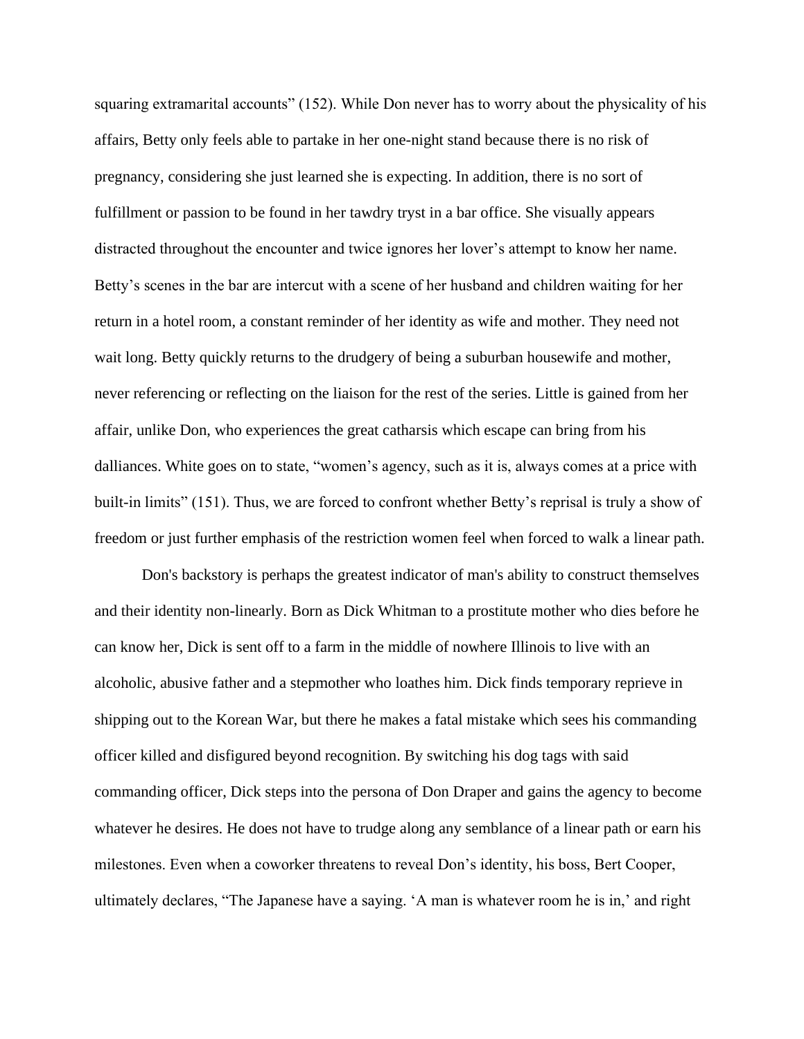squaring extramarital accounts" (152). While Don never has to worry about the physicality of his affairs, Betty only feels able to partake in her one-night stand because there is no risk of pregnancy, considering she just learned she is expecting. In addition, there is no sort of fulfillment or passion to be found in her tawdry tryst in a bar office. She visually appears distracted throughout the encounter and twice ignores her lover's attempt to know her name. Betty's scenes in the bar are intercut with a scene of her husband and children waiting for her return in a hotel room, a constant reminder of her identity as wife and mother. They need not wait long. Betty quickly returns to the drudgery of being a suburban housewife and mother, never referencing or reflecting on the liaison for the rest of the series. Little is gained from her affair, unlike Don, who experiences the great catharsis which escape can bring from his dalliances. White goes on to state, "women's agency, such as it is, always comes at a price with built-in limits" (151). Thus, we are forced to confront whether Betty's reprisal is truly a show of freedom or just further emphasis of the restriction women feel when forced to walk a linear path.

Don's backstory is perhaps the greatest indicator of man's ability to construct themselves and their identity non-linearly. Born as Dick Whitman to a prostitute mother who dies before he can know her, Dick is sent off to a farm in the middle of nowhere Illinois to live with an alcoholic, abusive father and a stepmother who loathes him. Dick finds temporary reprieve in shipping out to the Korean War, but there he makes a fatal mistake which sees his commanding officer killed and disfigured beyond recognition. By switching his dog tags with said commanding officer, Dick steps into the persona of Don Draper and gains the agency to become whatever he desires. He does not have to trudge along any semblance of a linear path or earn his milestones. Even when a coworker threatens to reveal Don's identity, his boss, Bert Cooper, ultimately declares, "The Japanese have a saying. 'A man is whatever room he is in,' and right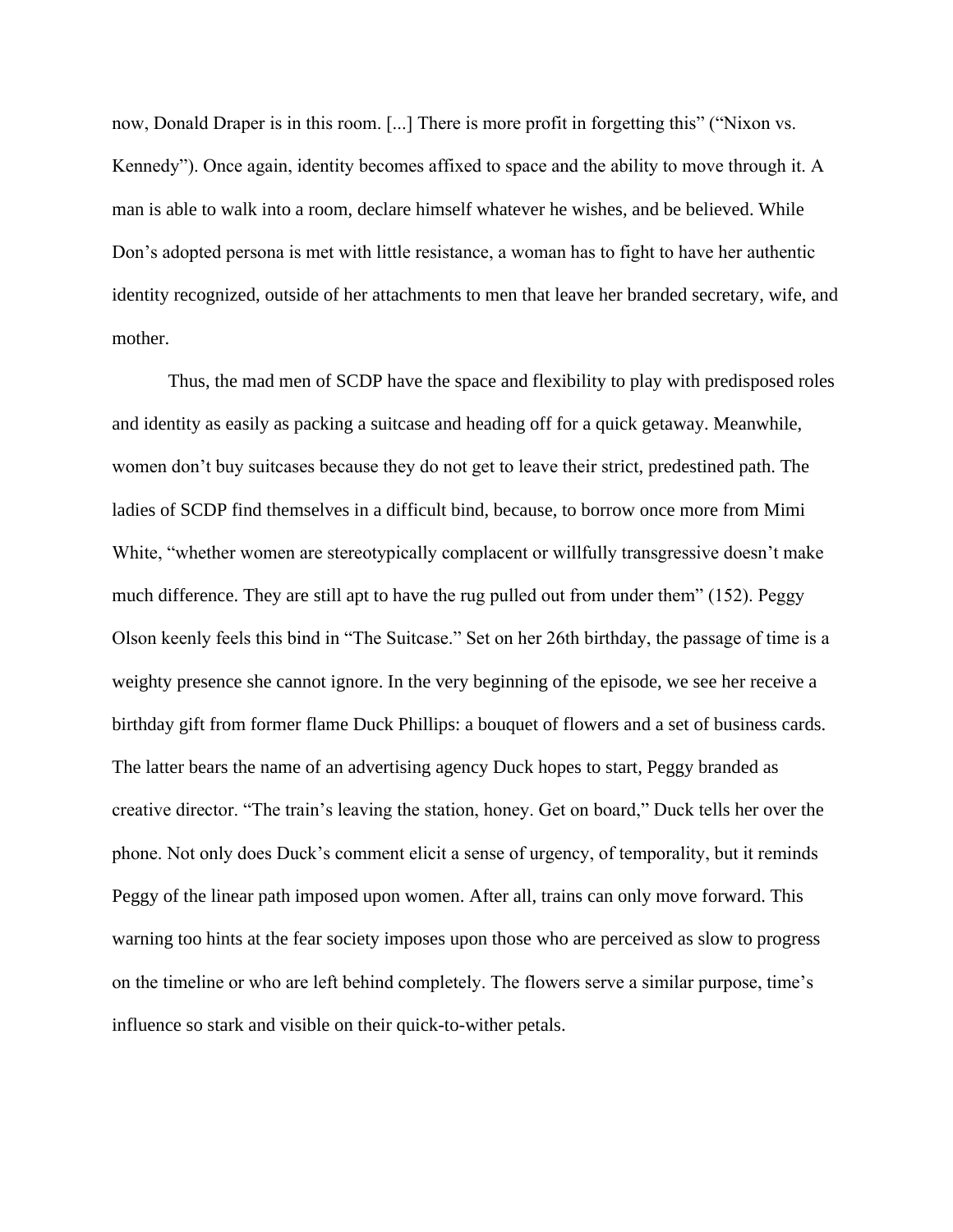now, Donald Draper is in this room. [...] There is more profit in forgetting this" ("Nixon vs. Kennedy"). Once again, identity becomes affixed to space and the ability to move through it. A man is able to walk into a room, declare himself whatever he wishes, and be believed. While Don's adopted persona is met with little resistance, a woman has to fight to have her authentic identity recognized, outside of her attachments to men that leave her branded secretary, wife, and mother.

Thus, the mad men of SCDP have the space and flexibility to play with predisposed roles and identity as easily as packing a suitcase and heading off for a quick getaway. Meanwhile, women don't buy suitcases because they do not get to leave their strict, predestined path. The ladies of SCDP find themselves in a difficult bind, because, to borrow once more from Mimi White, "whether women are stereotypically complacent or willfully transgressive doesn't make much difference. They are still apt to have the rug pulled out from under them" (152). Peggy Olson keenly feels this bind in "The Suitcase." Set on her 26th birthday, the passage of time is a weighty presence she cannot ignore. In the very beginning of the episode, we see her receive a birthday gift from former flame Duck Phillips: a bouquet of flowers and a set of business cards. The latter bears the name of an advertising agency Duck hopes to start, Peggy branded as creative director. "The train's leaving the station, honey. Get on board," Duck tells her over the phone. Not only does Duck's comment elicit a sense of urgency, of temporality, but it reminds Peggy of the linear path imposed upon women. After all, trains can only move forward. This warning too hints at the fear society imposes upon those who are perceived as slow to progress on the timeline or who are left behind completely. The flowers serve a similar purpose, time's influence so stark and visible on their quick-to-wither petals.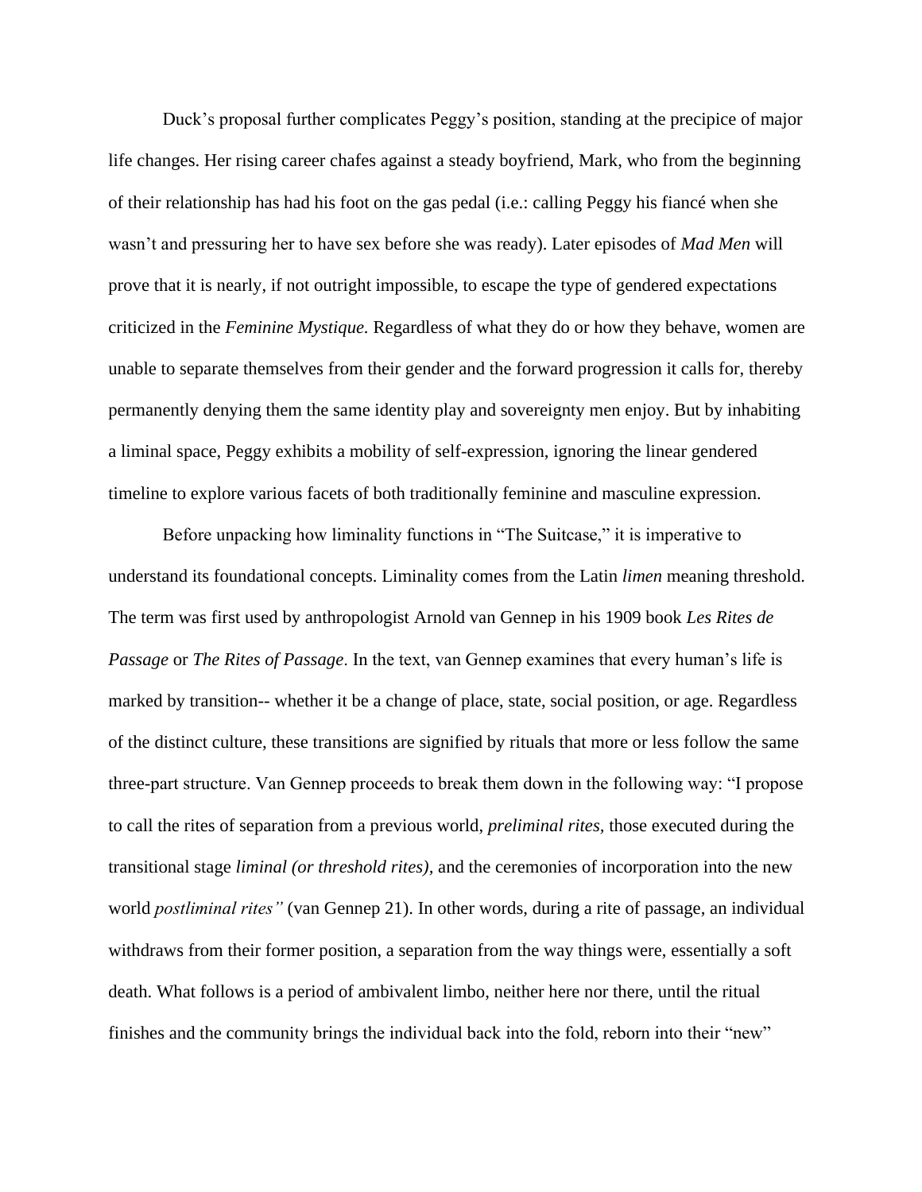Duck's proposal further complicates Peggy's position, standing at the precipice of major life changes. Her rising career chafes against a steady boyfriend, Mark, who from the beginning of their relationship has had his foot on the gas pedal (i.e.: calling Peggy his fiancé when she wasn't and pressuring her to have sex before she was ready). Later episodes of *Mad Men* will prove that it is nearly, if not outright impossible, to escape the type of gendered expectations criticized in the *Feminine Mystique.* Regardless of what they do or how they behave, women are unable to separate themselves from their gender and the forward progression it calls for, thereby permanently denying them the same identity play and sovereignty men enjoy. But by inhabiting a liminal space, Peggy exhibits a mobility of self-expression, ignoring the linear gendered timeline to explore various facets of both traditionally feminine and masculine expression.

Before unpacking how liminality functions in "The Suitcase," it is imperative to understand its foundational concepts. Liminality comes from the Latin *limen* meaning threshold. The term was first used by anthropologist Arnold van Gennep in his 1909 book *Les Rites de Passage* or *The Rites of Passage*. In the text, van Gennep examines that every human's life is marked by transition-- whether it be a change of place, state, social position, or age. Regardless of the distinct culture, these transitions are signified by rituals that more or less follow the same three-part structure. Van Gennep proceeds to break them down in the following way: "I propose to call the rites of separation from a previous world, *preliminal rites,* those executed during the transitional stage *liminal (or threshold rites),* and the ceremonies of incorporation into the new world *postliminal rites"* (van Gennep 21). In other words, during a rite of passage, an individual withdraws from their former position, a separation from the way things were, essentially a soft death. What follows is a period of ambivalent limbo, neither here nor there, until the ritual finishes and the community brings the individual back into the fold, reborn into their "new"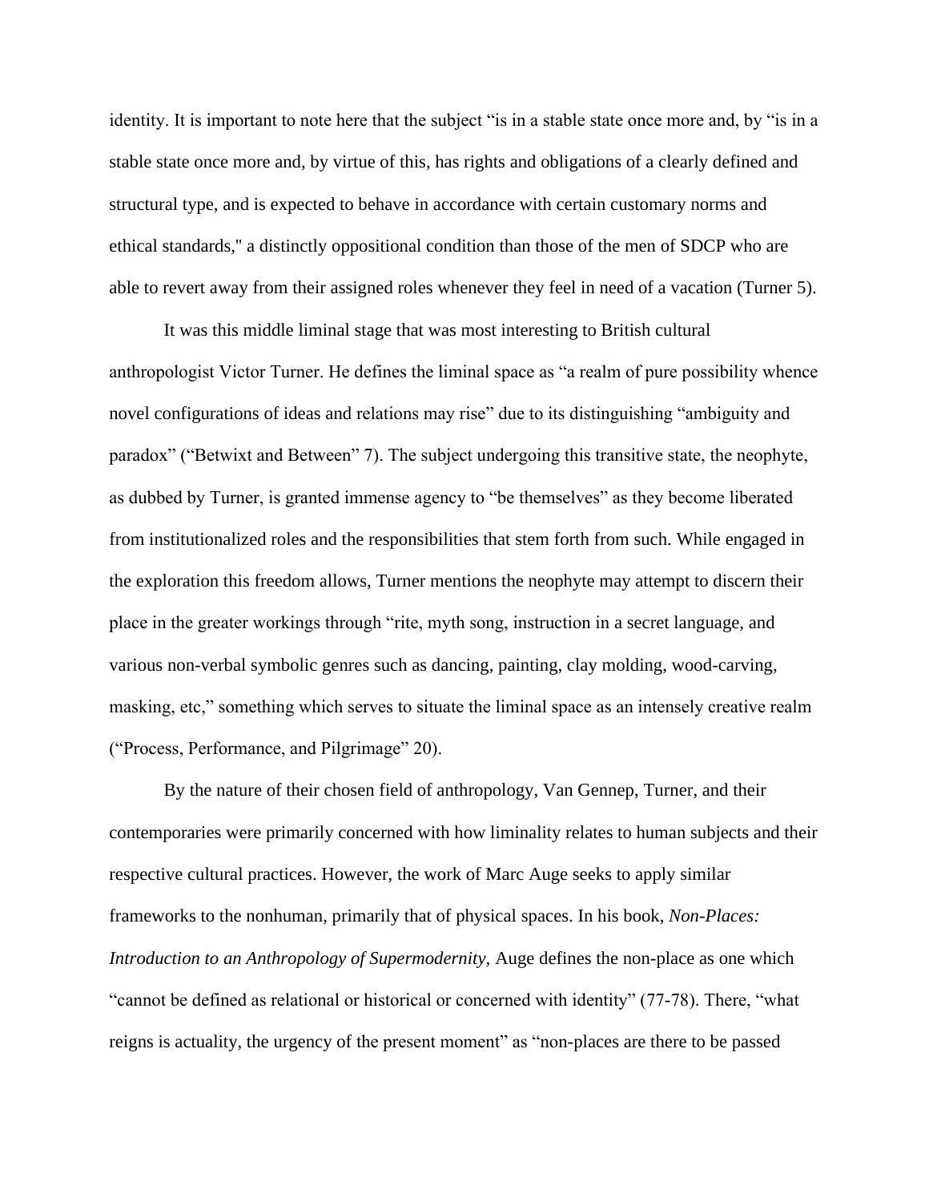identity. It is important to note here that the subject "is in a stable state once more and, by "is in a stable state once more and, by virtue of this, has rights and obligations of a clearly defined and structural type, and is expected to behave in accordance with certain customary norms and ethical standards," a distinctly oppositional condition than those of the men of SDCP who are able to revert away from their assigned roles whenever they feel in need of a vacation (Turner 5).

It was this middle liminal stage that was most interesting to British cultural anthropologist Victor Turner. He defines the liminal space as "a realm of pure possibility whence novel configurations of ideas and relations may rise" due to its distinguishing "ambiguity and paradox" ("Betwixt and Between" 7). The subject undergoing this transitive state, the neophyte, as dubbed by Turner, is granted immense agency to "be themselves" as they become liberated from institutionalized roles and the responsibilities that stem forth from such. While engaged in the exploration this freedom allows, Turner mentions the neophyte may attempt to discern their place in the greater workings through "rite, myth song, instruction in a secret language, and various non-verbal symbolic genres such as dancing, painting, clay molding, wood-carving, masking, etc," something which serves to situate the liminal space as an intensely creative realm ("Process, Performance, and Pilgrimage" 20).

By the nature of their chosen field of anthropology, Van Gennep, Turner, and their contemporaries were primarily concerned with how liminality relates to human subjects and their respective cultural practices. However, the work of Marc Auge seeks to apply similar frameworks to the nonhuman, primarily that of physical spaces. In his book, *Non-Places: Introduction to an Anthropology of Supermodernity,* Auge defines the non-place as one which "cannot be defined as relational or historical or concerned with identity" (77-78). There, "what reigns is actuality, the urgency of the present moment" as "non-places are there to be passed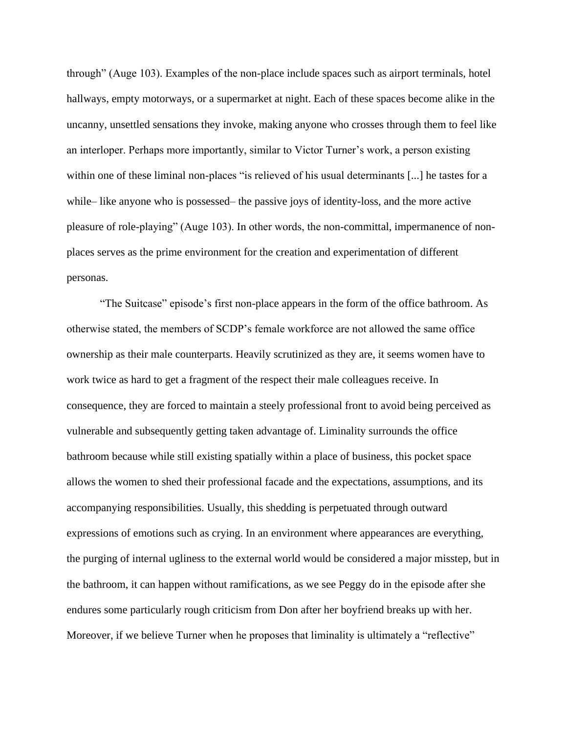through" (Auge 103). Examples of the non-place include spaces such as airport terminals, hotel hallways, empty motorways, or a supermarket at night. Each of these spaces become alike in the uncanny, unsettled sensations they invoke, making anyone who crosses through them to feel like an interloper. Perhaps more importantly, similar to Victor Turner's work, a person existing within one of these liminal non-places "is relieved of his usual determinants [...] he tastes for a while– like anyone who is possessed– the passive joys of identity-loss, and the more active pleasure of role-playing" (Auge 103). In other words, the non-committal, impermanence of non-places serves as the prime environment for the creation and experimentation of different personas.

"The Suitcase" episode's first non-place appears in the form of the office bathroom. As otherwise stated, the members of SCDP's female workforce are not allowed the same office ownership as their male counterparts. Heavily scrutinized as they are, it seems women have to work twice as hard to get a fragment of the respect their male colleagues receive. In consequence, they are forced to maintain a steely professional front to avoid being perceived as vulnerable and subsequently getting taken advantage of. Liminality surrounds the office bathroom because while still existing spatially within a place of business, this pocket space allows the women to shed their professional facade and the expectations, assumptions, and its accompanying responsibilities. Usually, this shedding is perpetuated through outward expressions of emotions such as crying. In an environment where appearances are everything, the purging of internal ugliness to the external world would be considered a major misstep, but in the bathroom, it can happen without ramifications, as we see Peggy do in the episode after she endures some particularly rough criticism from Don after her boyfriend breaks up with her. Moreover, if we believe Turner when he proposes that liminality is ultimately a "reflective"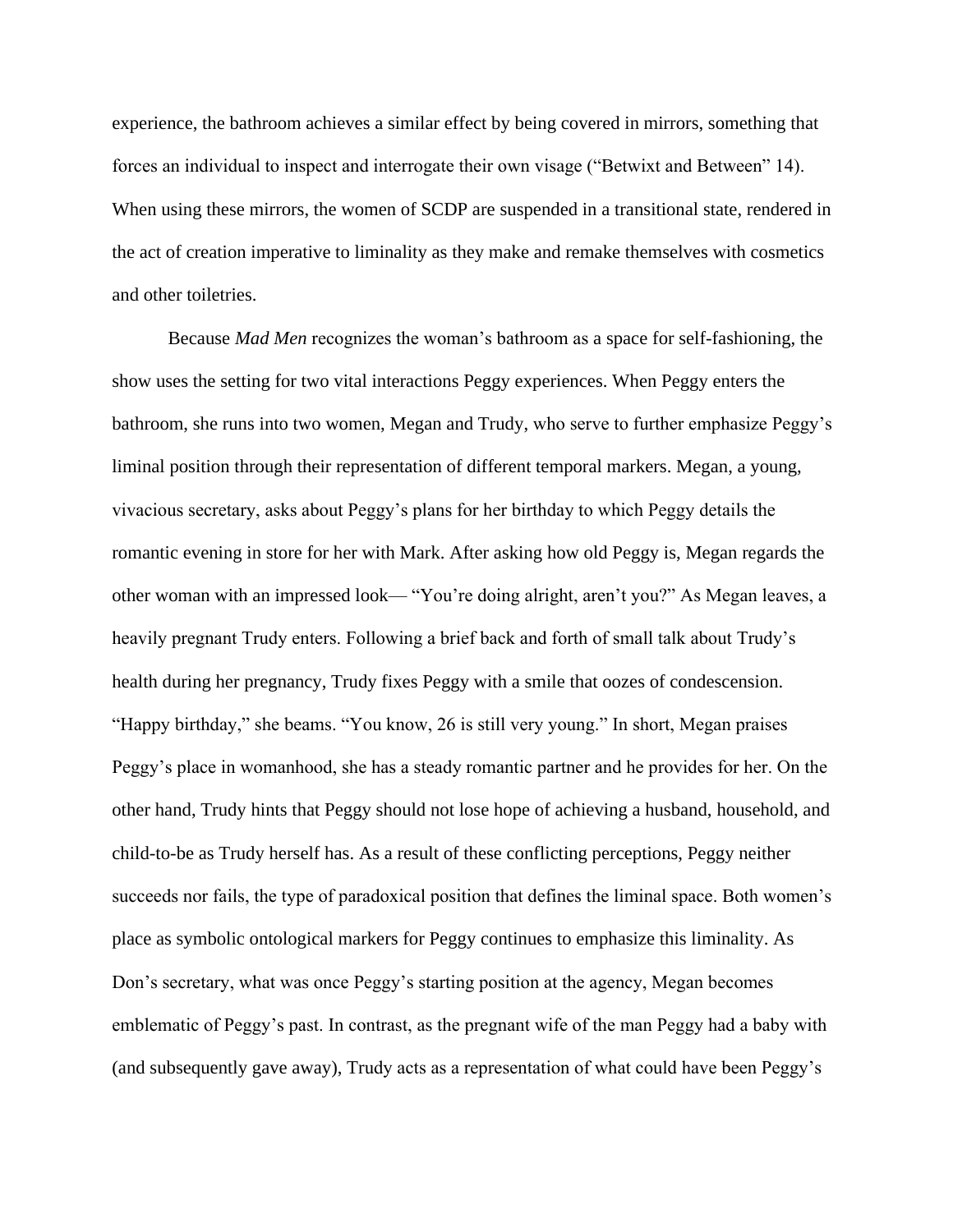experience, the bathroom achieves a similar effect by being covered in mirrors, something that forces an individual to inspect and interrogate their own visage ("Betwixt and Between" 14). When using these mirrors, the women of SCDP are suspended in a transitional state, rendered in the act of creation imperative to liminality as they make and remake themselves with cosmetics and other toiletries.

Because *Mad Men* recognizes the woman's bathroom as a space for self-fashioning, the show uses the setting for two vital interactions Peggy experiences. When Peggy enters the bathroom, she runs into two women, Megan and Trudy, who serve to further emphasize Peggy's liminal position through their representation of different temporal markers. Megan, a young, vivacious secretary, asks about Peggy's plans for her birthday to which Peggy details the romantic evening in store for her with Mark. After asking how old Peggy is, Megan regards the other woman with an impressed look— "You're doing alright, aren't you?" As Megan leaves, a heavily pregnant Trudy enters. Following a brief back and forth of small talk about Trudy's health during her pregnancy, Trudy fixes Peggy with a smile that oozes of condescension. "Happy birthday," she beams. "You know, 26 is still very young." In short, Megan praises Peggy's place in womanhood, she has a steady romantic partner and he provides for her. On the other hand, Trudy hints that Peggy should not lose hope of achieving a husband, household, and child-to-be as Trudy herself has. As a result of these conflicting perceptions, Peggy neither succeeds nor fails, the type of paradoxical position that defines the liminal space. Both women's place as symbolic ontological markers for Peggy continues to emphasize this liminality. As Don's secretary, what was once Peggy's starting position at the agency, Megan becomes emblematic of Peggy's past. In contrast, as the pregnant wife of the man Peggy had a baby with (and subsequently gave away), Trudy acts as a representation of what could have been Peggy's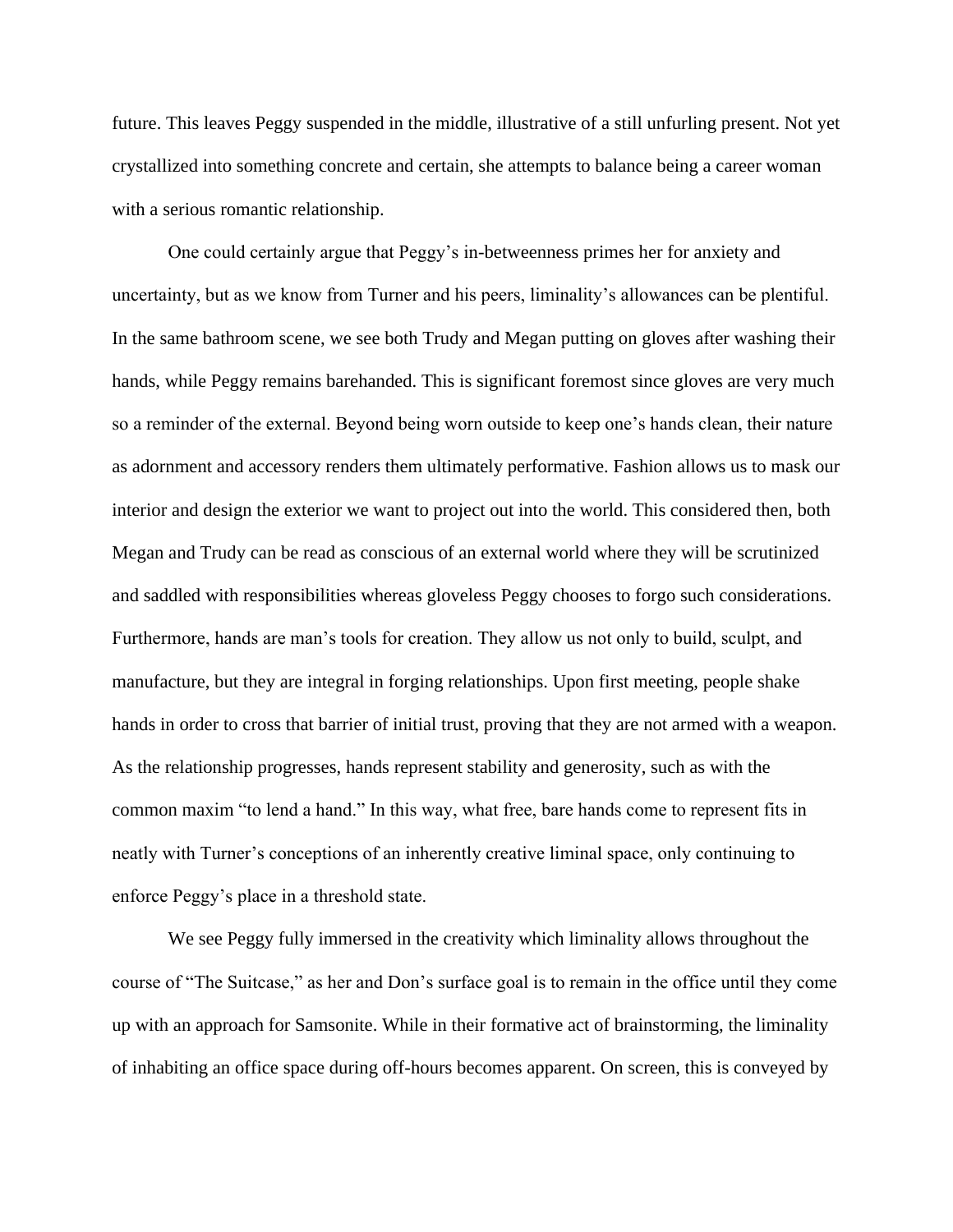future. This leaves Peggy suspended in the middle, illustrative of a still unfurling present. Not yet crystallized into something concrete and certain, she attempts to balance being a career woman with a serious romantic relationship.

One could certainly argue that Peggy's in-betweenness primes her for anxiety and uncertainty, but as we know from Turner and his peers, liminality's allowances can be plentiful. In the same bathroom scene, we see both Trudy and Megan putting on gloves after washing their hands, while Peggy remains barehanded. This is significant foremost since gloves are very much so a reminder of the external. Beyond being worn outside to keep one's hands clean, their nature as adornment and accessory renders them ultimately performative. Fashion allows us to mask our interior and design the exterior we want to project out into the world. This considered then, both Megan and Trudy can be read as conscious of an external world where they will be scrutinized and saddled with responsibilities whereas gloveless Peggy chooses to forgo such considerations. Furthermore, hands are man's tools for creation. They allow us not only to build, sculpt, and manufacture, but they are integral in forging relationships. Upon first meeting, people shake hands in order to cross that barrier of initial trust, proving that they are not armed with a weapon. As the relationship progresses, hands represent stability and generosity, such as with the common maxim "to lend a hand." In this way, what free, bare hands come to represent fits in neatly with Turner's conceptions of an inherently creative liminal space, only continuing to enforce Peggy's place in a threshold state.

We see Peggy fully immersed in the creativity which liminality allows throughout the course of "The Suitcase," as her and Don's surface goal is to remain in the office until they come up with an approach for Samsonite. While in their formative act of brainstorming, the liminality of inhabiting an office space during off-hours becomes apparent. On screen, this is conveyed by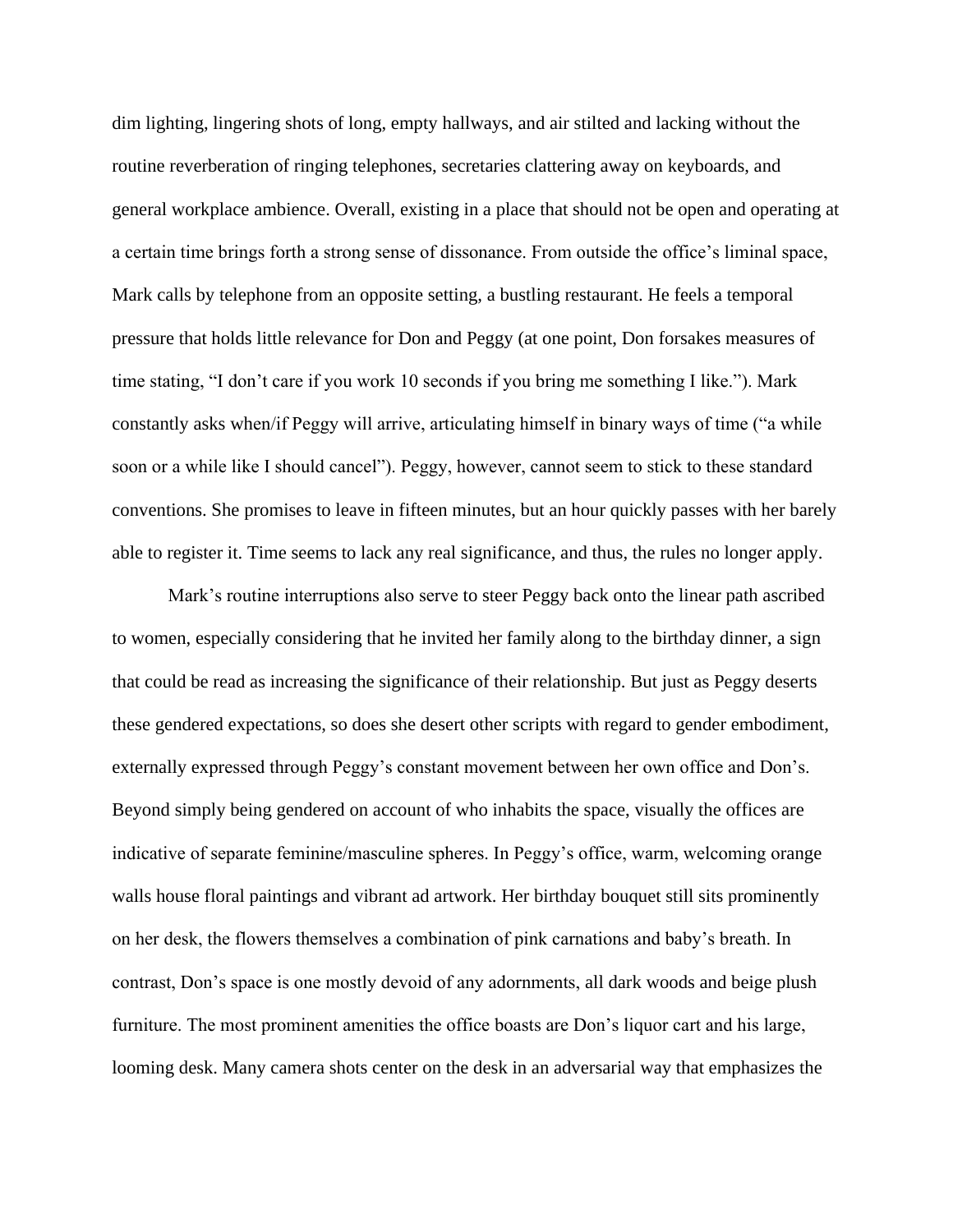dim lighting, lingering shots of long, empty hallways, and air stilted and lacking without the routine reverberation of ringing telephones, secretaries clattering away on keyboards, and general workplace ambience. Overall, existing in a place that should not be open and operating at a certain time brings forth a strong sense of dissonance. From outside the office's liminal space, Mark calls by telephone from an opposite setting, a bustling restaurant. He feels a temporal pressure that holds little relevance for Don and Peggy (at one point, Don forsakes measures of time stating, "I don't care if you work 10 seconds if you bring me something I like."). Mark constantly asks when/if Peggy will arrive, articulating himself in binary ways of time ("a while soon or a while like I should cancel"). Peggy, however, cannot seem to stick to these standard conventions. She promises to leave in fifteen minutes, but an hour quickly passes with her barely able to register it. Time seems to lack any real significance, and thus, the rules no longer apply.

Mark's routine interruptions also serve to steer Peggy back onto the linear path ascribed to women, especially considering that he invited her family along to the birthday dinner, a sign that could be read as increasing the significance of their relationship. But just as Peggy deserts these gendered expectations, so does she desert other scripts with regard to gender embodiment, externally expressed through Peggy's constant movement between her own office and Don's. Beyond simply being gendered on account of who inhabits the space, visually the offices are indicative of separate feminine/masculine spheres. In Peggy's office, warm, welcoming orange walls house floral paintings and vibrant ad artwork. Her birthday bouquet still sits prominently on her desk, the flowers themselves a combination of pink carnations and baby's breath. In contrast, Don's space is one mostly devoid of any adornments, all dark woods and beige plush furniture. The most prominent amenities the office boasts are Don's liquor cart and his large, looming desk. Many camera shots center on the desk in an adversarial way that emphasizes the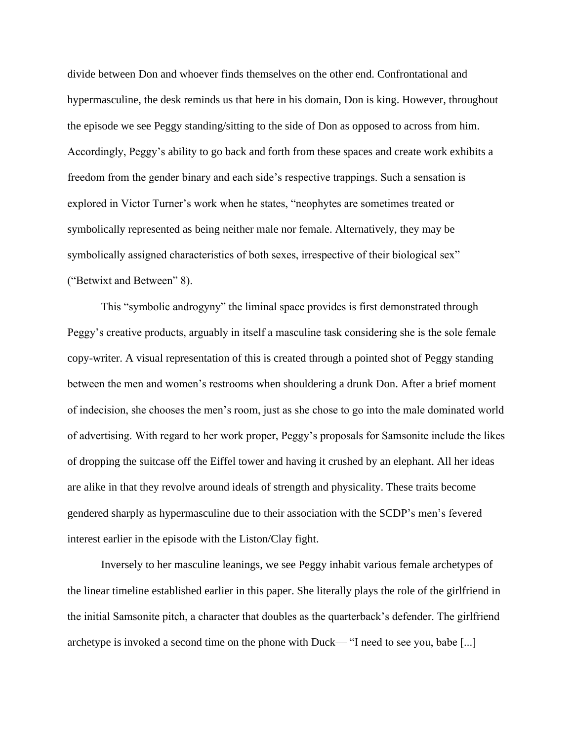divide between Don and whoever finds themselves on the other end. Confrontational and hypermasculine, the desk reminds us that here in his domain, Don is king. However, throughout the episode we see Peggy standing/sitting to the side of Don as opposed to across from him. Accordingly, Peggy's ability to go back and forth from these spaces and create work exhibits a freedom from the gender binary and each side's respective trappings. Such a sensation is explored in Victor Turner's work when he states, "neophytes are sometimes treated or symbolically represented as being neither male nor female. Alternatively, they may be symbolically assigned characteristics of both sexes, irrespective of their biological sex" ("Betwixt and Between" 8).

This "symbolic androgyny" the liminal space provides is first demonstrated through Peggy's creative products, arguably in itself a masculine task considering she is the sole female copy-writer. A visual representation of this is created through a pointed shot of Peggy standing between the men and women's restrooms when shouldering a drunk Don. After a brief moment of indecision, she chooses the men's room, just as she chose to go into the male dominated world of advertising. With regard to her work proper, Peggy's proposals for Samsonite include the likes of dropping the suitcase off the Eiffel tower and having it crushed by an elephant. All her ideas are alike in that they revolve around ideals of strength and physicality. These traits become gendered sharply as hypermasculine due to their association with the SCDP's men's fevered interest earlier in the episode with the Liston/Clay fight.

Inversely to her masculine leanings, we see Peggy inhabit various female archetypes of the linear timeline established earlier in this paper. She literally plays the role of the girlfriend in the initial Samsonite pitch, a character that doubles as the quarterback's defender. The girlfriend archetype is invoked a second time on the phone with Duck— "I need to see you, babe [...]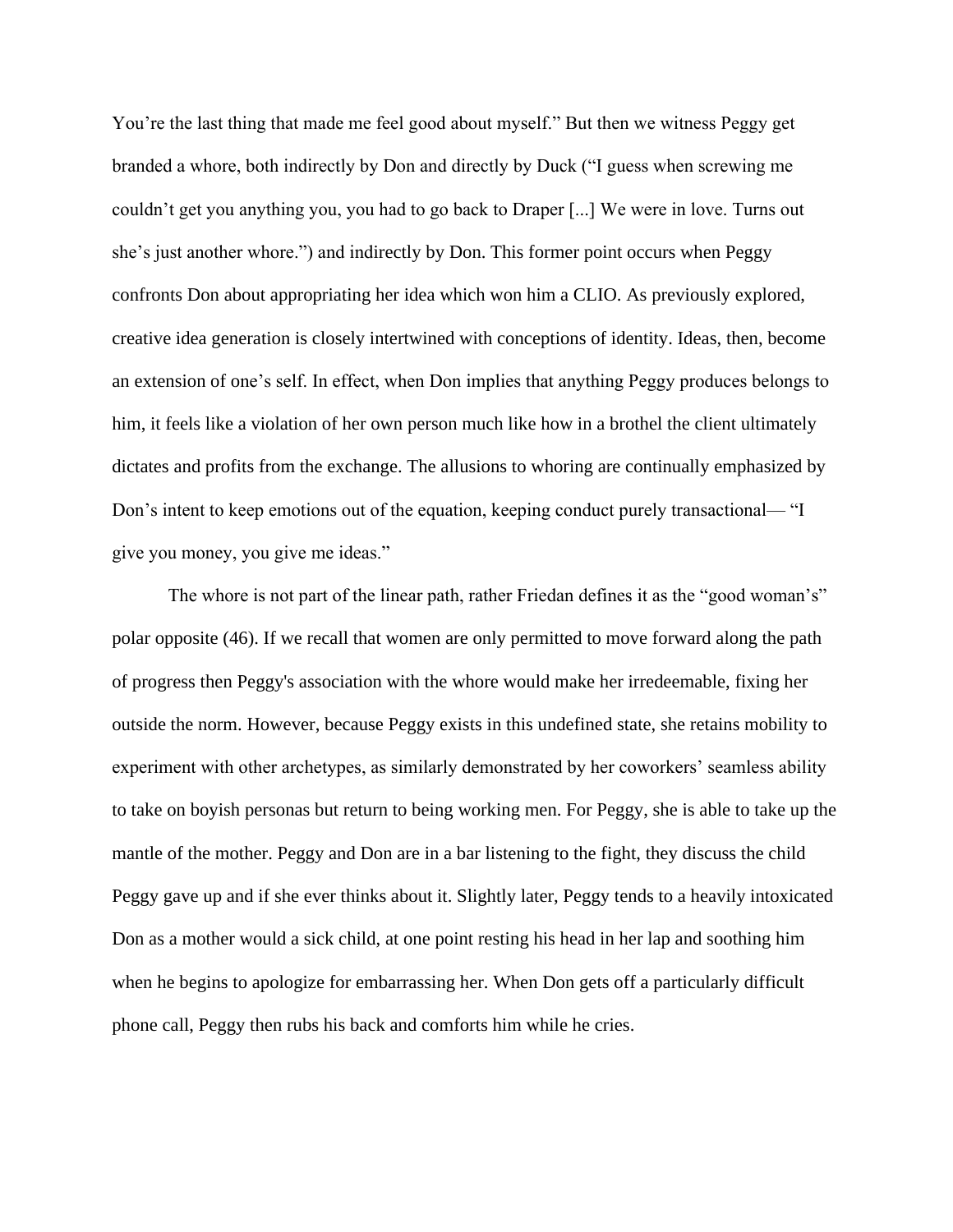You're the last thing that made me feel good about myself." But then we witness Peggy get branded a whore, both indirectly by Don and directly by Duck ("I guess when screwing me couldn't get you anything you, you had to go back to Draper [...] We were in love. Turns out she's just another whore.") and indirectly by Don. This former point occurs when Peggy confronts Don about appropriating her idea which won him a CLIO. As previously explored, creative idea generation is closely intertwined with conceptions of identity. Ideas, then, become an extension of one's self. In effect, when Don implies that anything Peggy produces belongs to him, it feels like a violation of her own person much like how in a brothel the client ultimately dictates and profits from the exchange. The allusions to whoring are continually emphasized by Don's intent to keep emotions out of the equation, keeping conduct purely transactional— "I give you money, you give me ideas."

The whore is not part of the linear path, rather Friedan defines it as the "good woman's" polar opposite (46). If we recall that women are only permitted to move forward along the path of progress then Peggy's association with the whore would make her irredeemable, fixing her outside the norm. However, because Peggy exists in this undefined state, she retains mobility to experiment with other archetypes, as similarly demonstrated by her coworkers' seamless ability to take on boyish personas but return to being working men. For Peggy, she is able to take up the mantle of the mother. Peggy and Don are in a bar listening to the fight, they discuss the child Peggy gave up and if she ever thinks about it. Slightly later, Peggy tends to a heavily intoxicated Don as a mother would a sick child, at one point resting his head in her lap and soothing him when he begins to apologize for embarrassing her. When Don gets off a particularly difficult phone call, Peggy then rubs his back and comforts him while he cries.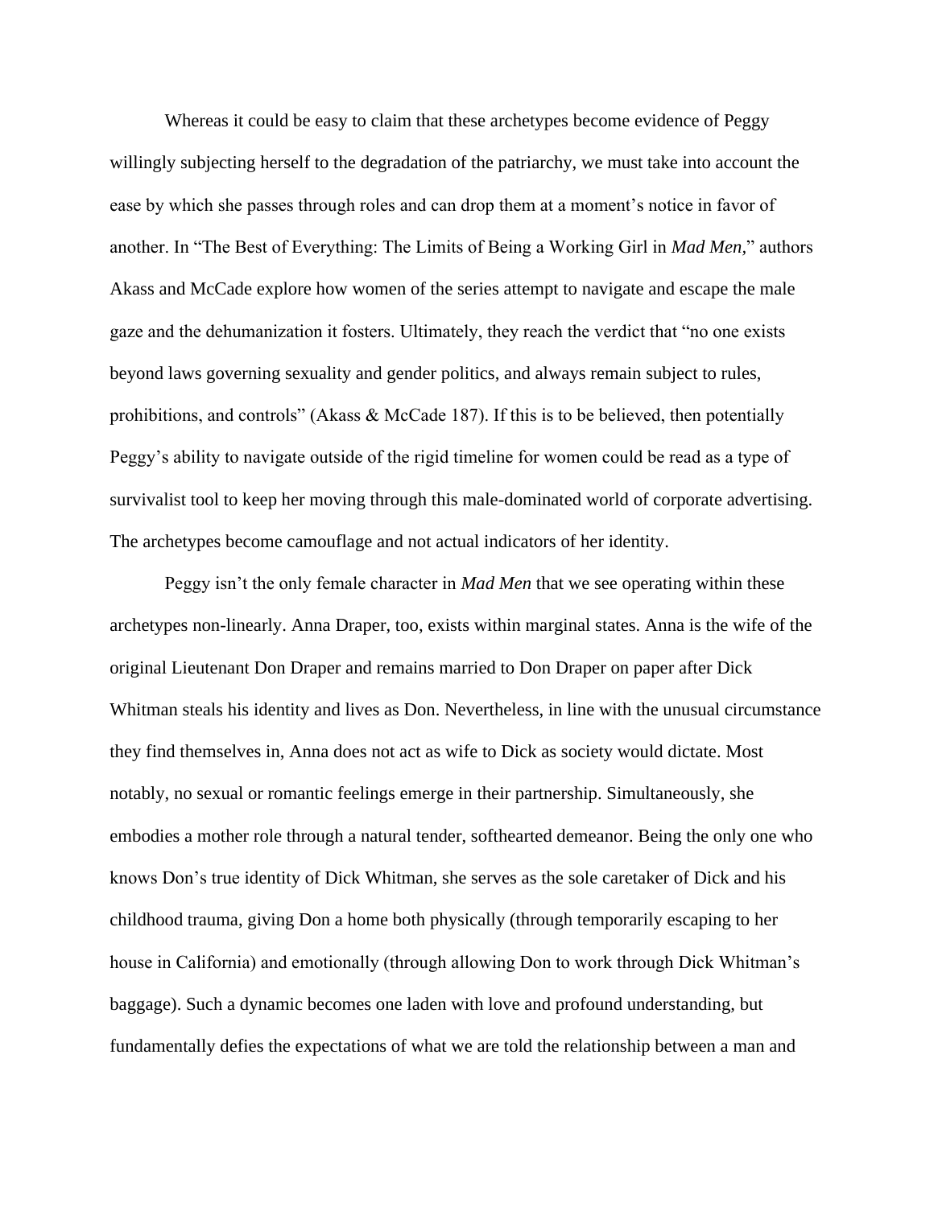Whereas it could be easy to claim that these archetypes become evidence of Peggy willingly subjecting herself to the degradation of the patriarchy, we must take into account the ease by which she passes through roles and can drop them at a moment's notice in favor of another. In "The Best of Everything: The Limits of Being a Working Girl in *Mad Men*," authors Akass and McCade explore how women of the series attempt to navigate and escape the male gaze and the dehumanization it fosters. Ultimately, they reach the verdict that "no one exists beyond laws governing sexuality and gender politics, and always remain subject to rules, prohibitions, and controls" (Akass & McCade 187). If this is to be believed, then potentially Peggy's ability to navigate outside of the rigid timeline for women could be read as a type of survivalist tool to keep her moving through this male-dominated world of corporate advertising. The archetypes become camouflage and not actual indicators of her identity.

Peggy isn't the only female character in *Mad Men* that we see operating within these archetypes non-linearly. Anna Draper, too, exists within marginal states. Anna is the wife of the original Lieutenant Don Draper and remains married to Don Draper on paper after Dick Whitman steals his identity and lives as Don. Nevertheless, in line with the unusual circumstance they find themselves in, Anna does not act as wife to Dick as society would dictate. Most notably, no sexual or romantic feelings emerge in their partnership. Simultaneously, she embodies a mother role through a natural tender, softhearted demeanor. Being the only one who knows Don's true identity of Dick Whitman, she serves as the sole caretaker of Dick and his childhood trauma, giving Don a home both physically (through temporarily escaping to her house in California) and emotionally (through allowing Don to work through Dick Whitman's baggage). Such a dynamic becomes one laden with love and profound understanding, but fundamentally defies the expectations of what we are told the relationship between a man and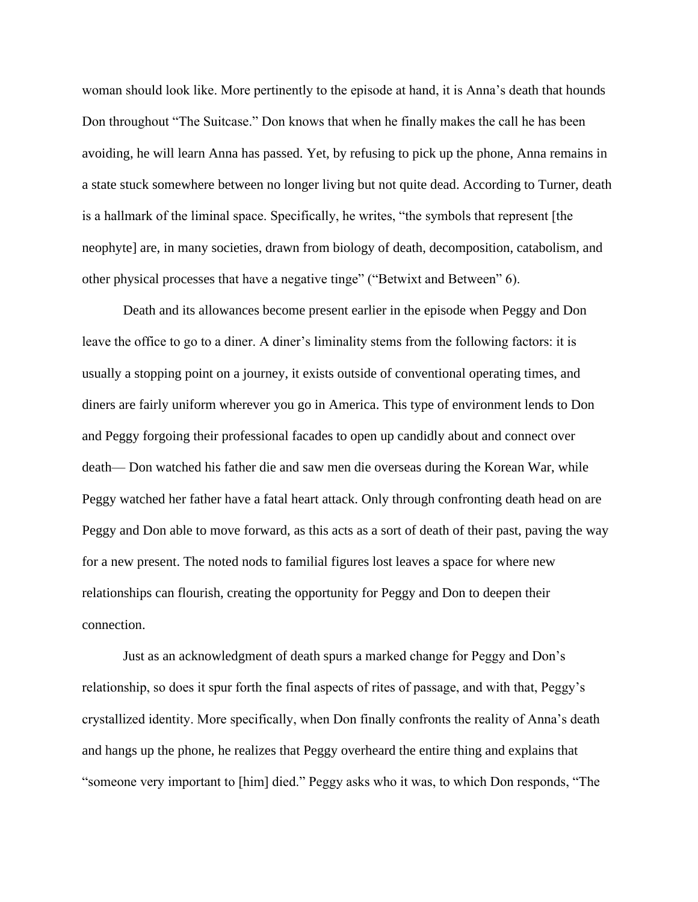woman should look like. More pertinently to the episode at hand, it is Anna's death that hounds Don throughout "The Suitcase." Don knows that when he finally makes the call he has been avoiding, he will learn Anna has passed. Yet, by refusing to pick up the phone, Anna remains in a state stuck somewhere between no longer living but not quite dead. According to Turner, death is a hallmark of the liminal space. Specifically, he writes, "the symbols that represent [the neophyte] are, in many societies, drawn from biology of death, decomposition, catabolism, and other physical processes that have a negative tinge" ("Betwixt and Between" 6).

Death and its allowances become present earlier in the episode when Peggy and Don leave the office to go to a diner. A diner's liminality stems from the following factors: it is usually a stopping point on a journey, it exists outside of conventional operating times, and diners are fairly uniform wherever you go in America. This type of environment lends to Don and Peggy forgoing their professional facades to open up candidly about and connect over death— Don watched his father die and saw men die overseas during the Korean War, while Peggy watched her father have a fatal heart attack. Only through confronting death head on are Peggy and Don able to move forward, as this acts as a sort of death of their past, paving the way for a new present. The noted nods to familial figures lost leaves a space for where new relationships can flourish, creating the opportunity for Peggy and Don to deepen their connection.

Just as an acknowledgment of death spurs a marked change for Peggy and Don's relationship, so does it spur forth the final aspects of rites of passage, and with that, Peggy's crystallized identity. More specifically, when Don finally confronts the reality of Anna's death and hangs up the phone, he realizes that Peggy overheard the entire thing and explains that "someone very important to [him] died." Peggy asks who it was, to which Don responds, "The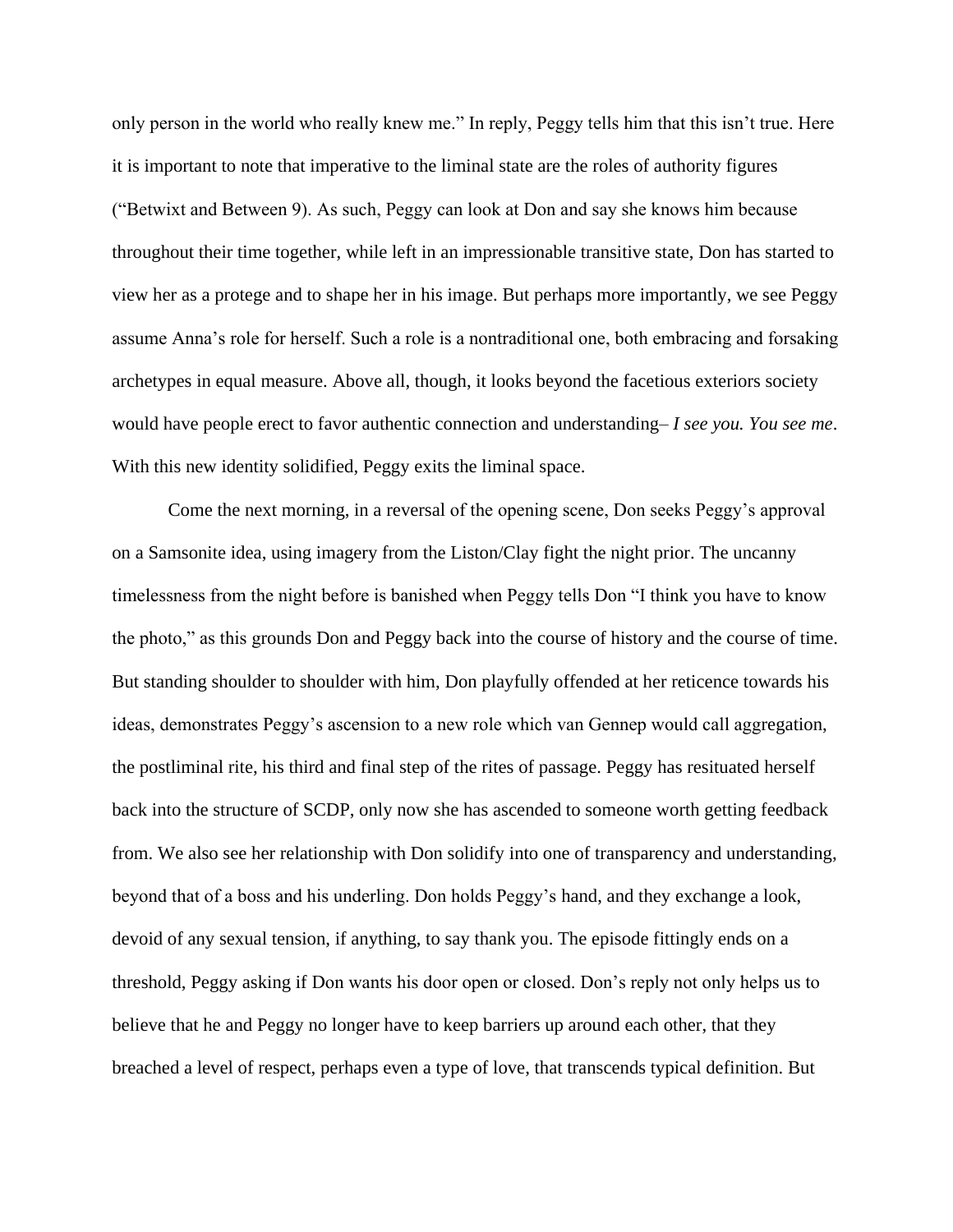only person in the world who really knew me." In reply, Peggy tells him that this isn't true. Here it is important to note that imperative to the liminal state are the roles of authority figures ("Betwixt and Between 9). As such, Peggy can look at Don and say she knows him because throughout their time together, while left in an impressionable transitive state, Don has started to view her as a protege and to shape her in his image. But perhaps more importantly, we see Peggy assume Anna's role for herself. Such a role is a nontraditional one, both embracing and forsaking archetypes in equal measure. Above all, though, it looks beyond the facetious exteriors society would have people erect to favor authentic connection and understanding– *I see you. You see me*. With this new identity solidified, Peggy exits the liminal space.

Come the next morning, in a reversal of the opening scene, Don seeks Peggy's approval on a Samsonite idea, using imagery from the Liston/Clay fight the night prior. The uncanny timelessness from the night before is banished when Peggy tells Don "I think you have to know the photo," as this grounds Don and Peggy back into the course of history and the course of time. But standing shoulder to shoulder with him, Don playfully offended at her reticence towards his ideas, demonstrates Peggy's ascension to a new role which van Gennep would call aggregation, the postliminal rite, his third and final step of the rites of passage. Peggy has resituated herself back into the structure of SCDP, only now she has ascended to someone worth getting feedback from. We also see her relationship with Don solidify into one of transparency and understanding, beyond that of a boss and his underling. Don holds Peggy's hand, and they exchange a look, devoid of any sexual tension, if anything, to say thank you. The episode fittingly ends on a threshold, Peggy asking if Don wants his door open or closed. Don's reply not only helps us to believe that he and Peggy no longer have to keep barriers up around each other, that they breached a level of respect, perhaps even a type of love, that transcends typical definition. But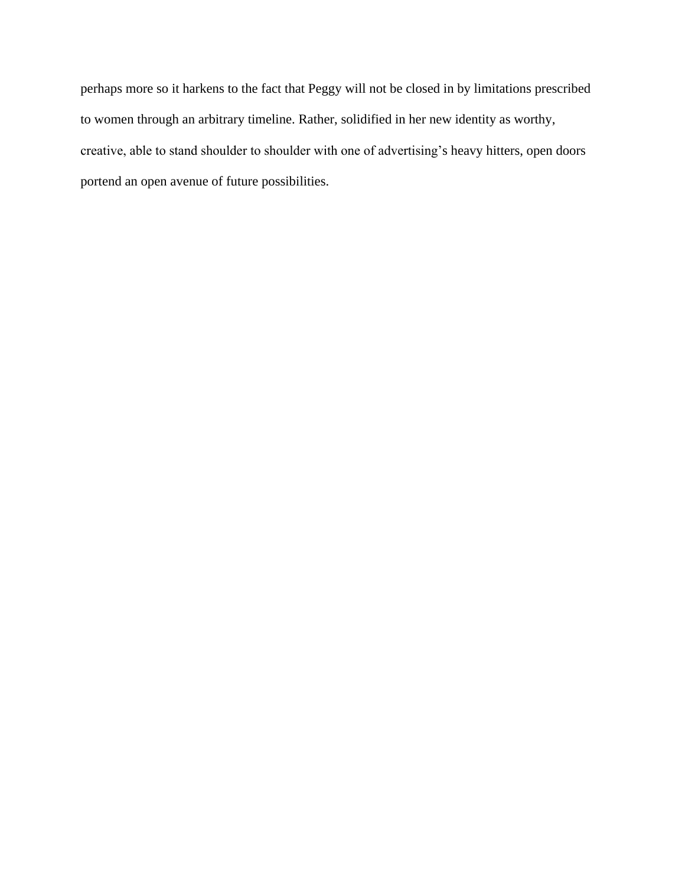perhaps more so it harkens to the fact that Peggy will not be closed in by limitations prescribed to women through an arbitrary timeline. Rather, solidified in her new identity as worthy, creative, able to stand shoulder to shoulder with one of advertising's heavy hitters, open doors portend an open avenue of future possibilities.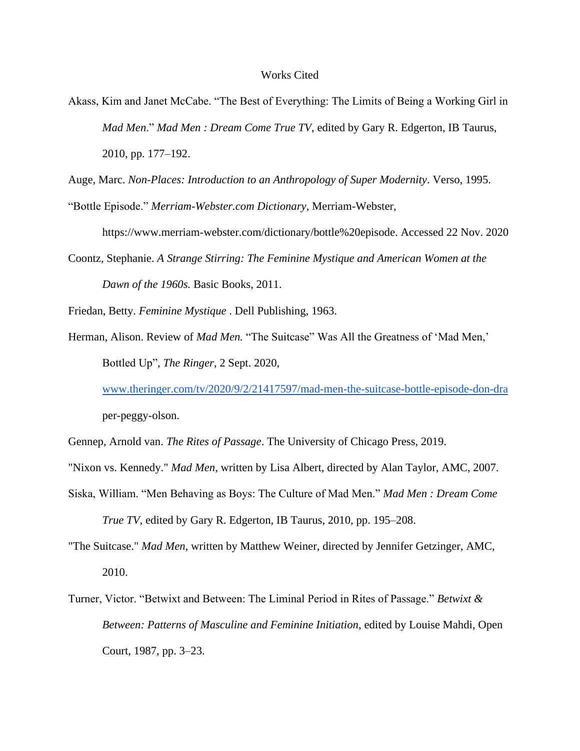# Works Cited

Akass, Kim and Janet McCabe. “The Best of Everything: The Limits of Being a Working Girl in *Mad Men*.” *Mad Men : Dream Come True TV*, edited by Gary R. Edgerton, IB Taurus, 2010, pp. 177–192.

Auge, Marc. *Non-Places: Introduction to an Anthropology of Super Modernity*. Verso, 1995.

“Bottle Episode.” *Merriam-Webster.com Dictionary*, Merriam-Webster, https://www.merriam-webster.com/dictionary/bottle%20episode. Accessed 22 Nov. 2020

Coontz, Stephanie. *A Strange Stirring: The Feminine Mystique and American Women at the Dawn of the 1960s.* Basic Books, 2011.

Friedan, Betty. *Feminine Mystique* . Dell Publishing, 1963.

Herman, Alison. Review of *Mad Men.* “The Suitcase” Was All the Greatness of ‘Mad Men,’ Bottled Up”, *The Ringer*, 2 Sept. 2020, www.theringer.com/tv/2020/9/2/21417597/mad-men-the-suitcase-bottle-episode-don-draper-peggy-olson.

Gennep, Arnold van. *The Rites of Passage*. The University of Chicago Press, 2019.

"Nixon vs. Kennedy." *Mad Men*, written by Lisa Albert, directed by Alan Taylor, AMC, 2007.

Siska, William. “Men Behaving as Boys: The Culture of Mad Men.” *Mad Men : Dream Come True TV*, edited by Gary R. Edgerton, IB Taurus, 2010, pp. 195–208.

"The Suitcase." *Mad Men*, written by Matthew Weiner, directed by Jennifer Getzinger, AMC, 2010.

Turner, Victor. “Betwixt and Between: The Liminal Period in Rites of Passage.” *Betwixt & Between: Patterns of Masculine and Feminine Initiation*, edited by Louise Mahdi, Open Court, 1987, pp. 3–23.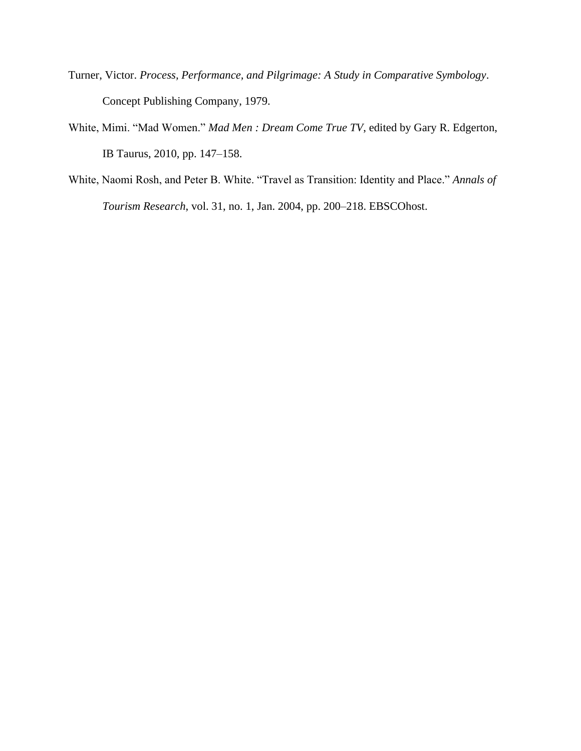Turner, Victor. *Process, Performance, and Pilgrimage: A Study in Comparative Symbology*. Concept Publishing Company, 1979.

White, Mimi. "Mad Women." *Mad Men : Dream Come True TV*, edited by Gary R. Edgerton, IB Taurus, 2010, pp. 147–158.

White, Naomi Rosh, and Peter B. White. "Travel as Transition: Identity and Place." *Annals of Tourism Research*, vol. 31, no. 1, Jan. 2004, pp. 200–218. EBSCOhost.